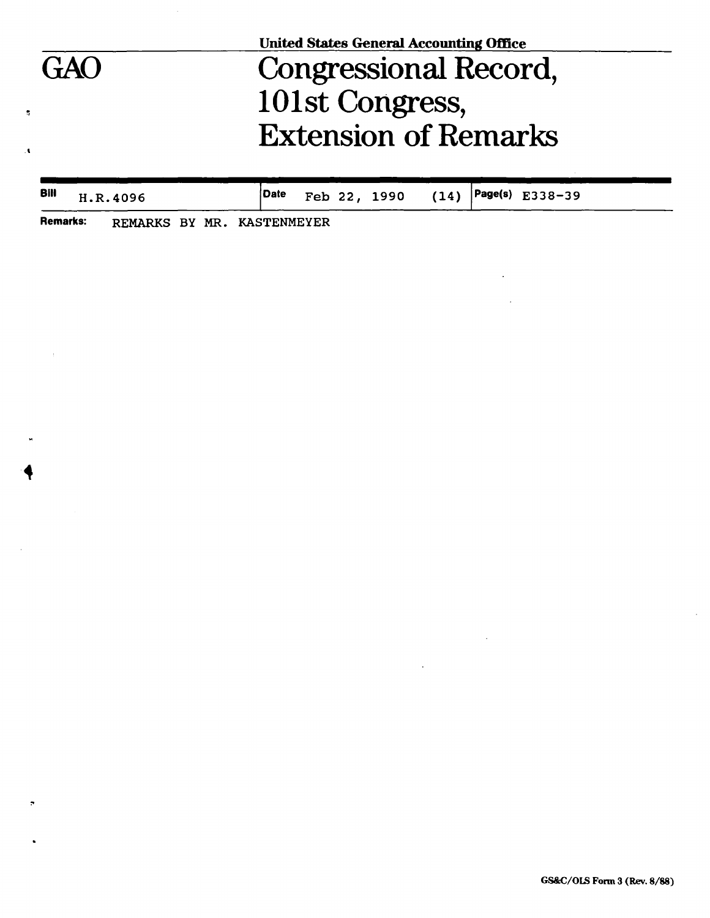United States General Accounting Office

# GAO

# Congressional Record, 101st Congress, Extension of Remarks

| Bill | Date | Page(s) |
|---|---|---|
| H.R.4096 | Feb 22, 1990 (14) | E338-39 |

**Remarks:** REMARKS BY MR. KASTENMEYER

GS&C/OLS Form 3 (Rev. 8/88)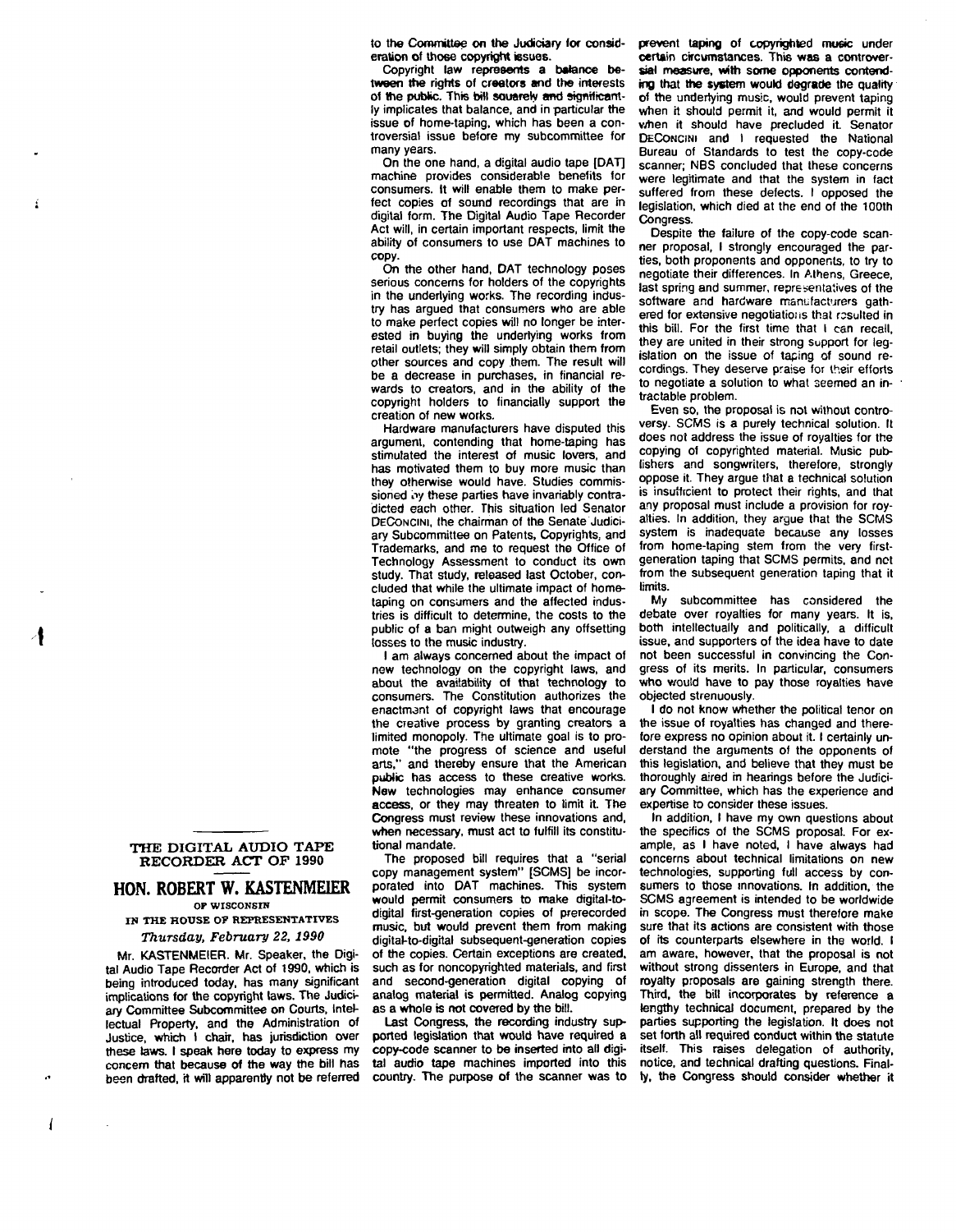## THE DIGITAL AUDIO TAPE RECORDER ACT OF 1990

### HON. ROBERT W. KASTENMEIER

OF WISCONSIN

IN THE HOUSE OF REPRESENTATIVES

*Thursday, February 22, 1990*

Mr. KASTENMEIER. Mr. Speaker, the Digital Audio Tape Recorder Act of 1990, which is being introduced today, has many significant implications for the copyright laws. The Judiciary Committee Subcommittee on Courts, Intellectual Property, and the Administration of Justice, which I chair, has jurisdiction over these laws. I speak here today to express my concern that because of the way the bill has been drafted, it will apparently not be referred to the Committee on the Judiciary for consideration of those copyright issues.

Copyright law represents a balance between the rights of creators and the interests of the public. This bill squarely and significantly implicates that balance, and in particular the issue of home-taping, which has been a controversial issue before my subcommittee for many years.

On the one hand, a digital audio tape [DAT] machine provides considerable benefits for consumers. It will enable them to make perfect copies of sound recordings that are in digital form. The Digital Audio Tape Recorder Act will, in certain important respects, limit the ability of consumers to use DAT machines to copy.

On the other hand, DAT technology poses serious concerns for holders of the copyrights in the underlying works. The recording industry has argued that consumers who are able to make perfect copies will no longer be interested in buying the underlying works from retail outlets; they will simply obtain them from other sources and copy them. The result will be a decrease in purchases, in financial rewards to creators, and in the ability of the copyright holders to financially support the creation of new works.

Hardware manufacturers have disputed this argument, contending that home-taping has stimulated the interest of music lovers, and has motivated them to buy more music than they otherwise would have. Studies commissioned by these parties have invariably contradicted each other. This situation led Senator DECONCINI, the chairman of the Senate Judiciary Subcommittee on Patents, Copyrights, and Trademarks, and me to request the Office of Technology Assessment to conduct its own study. That study, released last October, concluded that while the ultimate impact of home-taping on consumers and the affected industries is difficult to determine, the costs to the public of a ban might outweigh any offsetting losses to the music industry.

I am always concerned about the impact of new technology on the copyright laws, and about the availability of that technology to consumers. The Constitution authorizes the enactment of copyright laws that encourage the creative process by granting creators a limited monopoly. The ultimate goal is to promote "the progress of science and useful arts," and thereby ensure that the American public has access to these creative works. New technologies may enhance consumer access, or they may threaten to limit it. The Congress must review these innovations and, when necessary, must act to fulfill its constitutional mandate.

The proposed bill requires that a "serial copy management system" [SCMS] be incorporated into DAT machines. This system would permit consumers to make digital-to-digital first-generation copies of prerecorded music, but would prevent them from making digital-to-digital subsequent-generation copies of the copies. Certain exceptions are created, such as for noncopyrighted materials, and first and second-generation digital copying of analog material is permitted. Analog copying as a whole is not covered by the bill.

Last Congress, the recording industry supported legislation that would have required a copy-code scanner to be inserted into all digital audio tape machines imported into this country. The purpose of the scanner was to prevent taping of copyrighted music under certain circumstances. This was a controversial measure, with some opponents contending that the system would degrade the quality of the underlying music, would prevent taping when it should permit it, and would permit it when it should have precluded it. Senator DECONCINI and I requested the National Bureau of Standards to test the copy-code scanner; NBS concluded that these concerns were legitimate and that the system in fact suffered from these defects. I opposed the legislation, which died at the end of the 100th Congress.

Despite the failure of the copy-code scanner proposal, I strongly encouraged the parties, both proponents and opponents, to try to negotiate their differences. In Athens, Greece, last spring and summer, representatives of the software and hardware manufacturers gathered for extensive negotiations that resulted in this bill. For the first time that I can recall, they are united in their strong support for legislation on the issue of taping of sound recordings. They deserve praise for their efforts to negotiate a solution to what seemed an intractable problem.

Even so, the proposal is not without controversy. SCMS is a purely technical solution. It does not address the issue of royalties for the copying of copyrighted material. Music publishers and songwriters, therefore, strongly oppose it. They argue that a technical solution is insufficient to protect their rights, and that any proposal must include a provision for royalties. In addition, they argue that the SCMS system is inadequate because any losses from home-taping stem from the very first-generation taping that SCMS permits, and not from the subsequent generation taping that it limits.

My subcommittee has considered the debate over royalties for many years. It is, both intellectually and politically, a difficult issue, and supporters of the idea have to date not been successful in convincing the Congress of its merits. In particular, consumers who would have to pay those royalties have objected strenuously.

I do not know whether the political tenor on the issue of royalties has changed and therefore express no opinion about it. I certainly understand the arguments of the opponents of this legislation, and believe that they must be thoroughly aired in hearings before the Judiciary Committee, which has the experience and expertise to consider these issues.

In addition, I have my own questions about the specifics of the SCMS proposal. For example, as I have noted, I have always had concerns about technical limitations on new technologies, supporting full access by consumers to those innovations. In addition, the SCMS agreement is intended to be worldwide in scope. The Congress must therefore make sure that its actions are consistent with those of its counterparts elsewhere in the world. I am aware, however, that the proposal is not without strong dissenters in Europe, and that royalty proposals are gaining strength there. Third, the bill incorporates by reference a lengthy technical document, prepared by the parties supporting the legislation. It does not set forth all required conduct within the statute itself. This raises delegation of authority, notice, and technical drafting questions. Finally, the Congress should consider whether it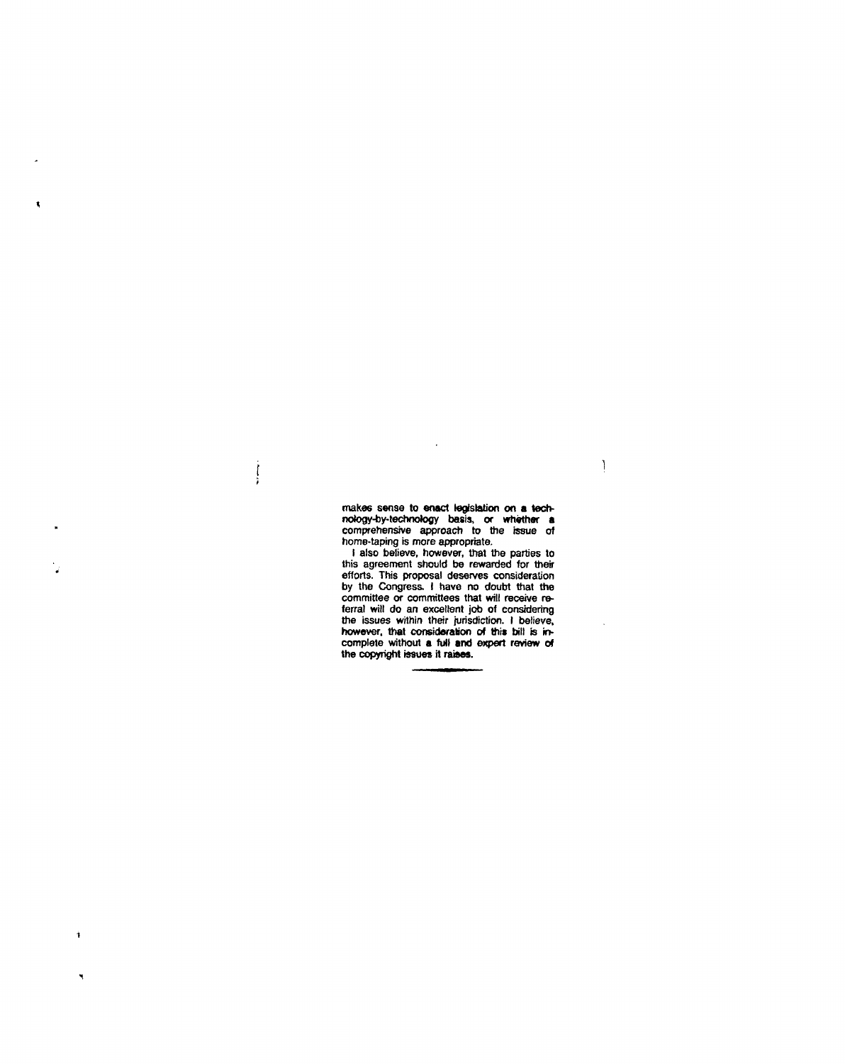makes sense to enact legislation on a technology-by-technology basis, or whether a comprehensive approach to the issue of home-taping is more appropriate.

I also believe, however, that the parties to this agreement should be rewarded for their efforts. This proposal deserves consideration by the Congress. I have no doubt that the committee or committees that will receive referral will do an excellent job of considering the issues within their jurisdiction. I believe, however, that consideration of this bill is incomplete without a full and expert review of the copyright issues it raises.